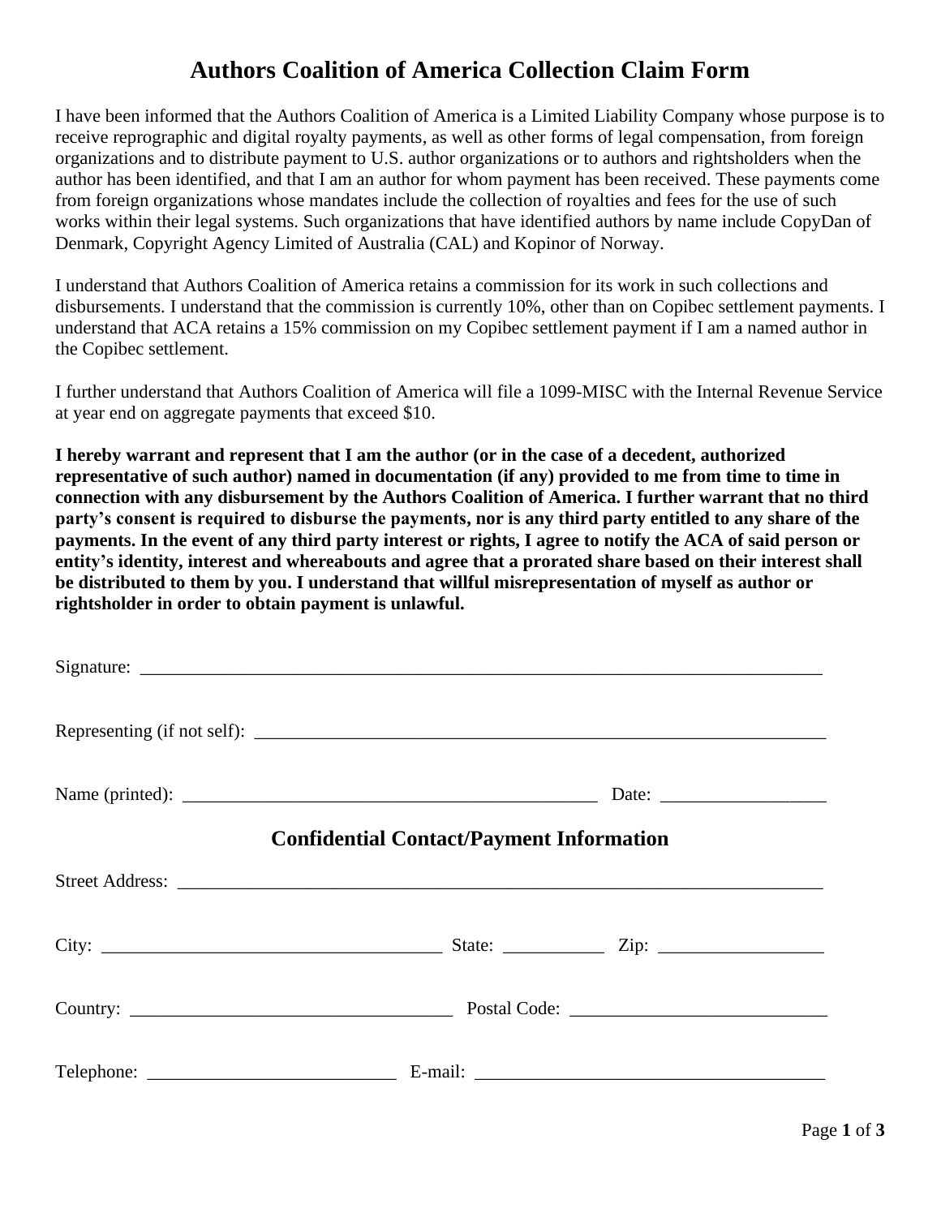# Authors Coalition of America Collection Claim Form

I have been informed that the Authors Coalition of America is a Limited Liability Company whose purpose is to receive reprographic and digital royalty payments, as well as other forms of legal compensation, from foreign organizations and to distribute payment to U.S. author organizations or to authors and rightsholders when the author has been identified, and that I am an author for whom payment has been received. These payments come from foreign organizations whose mandates include the collection of royalties and fees for the use of such works within their legal systems. Such organizations that have identified authors by name include CopyDan of Denmark, Copyright Agency Limited of Australia (CAL) and Kopinor of Norway.

I understand that Authors Coalition of America retains a commission for its work in such collections and disbursements. I understand that the commission is currently 10%, other than on Copibec settlement payments. I understand that ACA retains a 15% commission on my Copibec settlement payment if I am a named author in the Copibec settlement.

I further understand that Authors Coalition of America will file a 1099-MISC with the Internal Revenue Service at year end on aggregate payments that exceed $10.

**I hereby warrant and represent that I am the author (or in the case of a decedent, authorized representative of such author) named in documentation (if any) provided to me from time to time in connection with any disbursement by the Authors Coalition of America. I further warrant that no third party's consent is required to disburse the payments, nor is any third party entitled to any share of the payments. In the event of any third party interest or rights, I agree to notify the ACA of said person or entity's identity, interest and whereabouts and agree that a prorated share based on their interest shall be distributed to them by you. I understand that willful misrepresentation of myself as author or rightsholder in order to obtain payment is unlawful.**

Signature: ______________________________________________________________________________

Representing (if not self): ________________________________________________________________

Name (printed): _______________________________________________ Date: __________________

## Confidential Contact/Payment Information

Street Address: ___________________________________________________________________________

City: ______________________________________ State: ___________ Zip: __________________

Country: ____________________________________ Postal Code: ____________________________

Telephone: ___________________________ E-mail: ______________________________________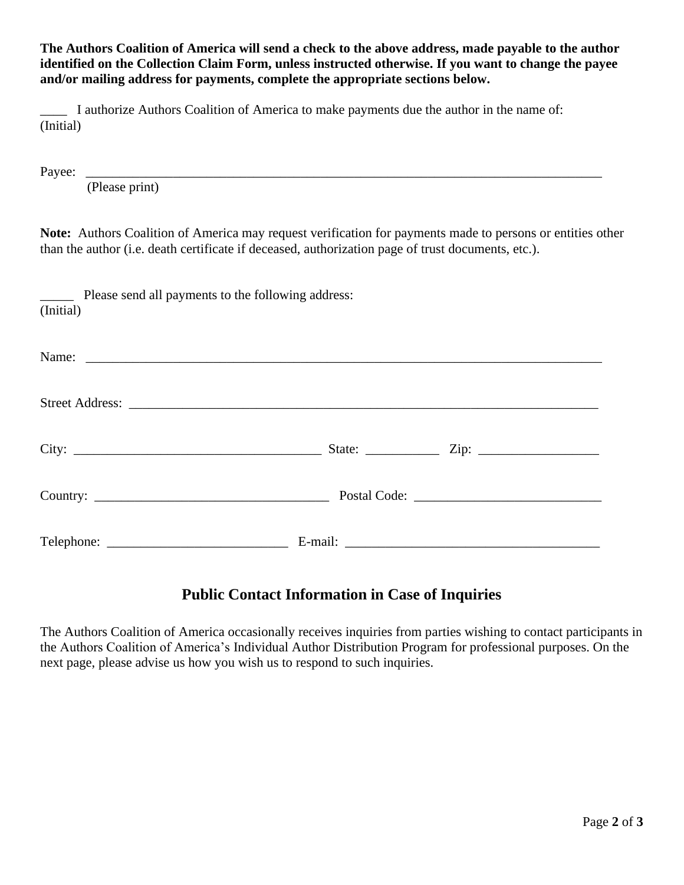**The Authors Coalition of America will send a check to the above address, made payable to the author identified on the Collection Claim Form, unless instructed otherwise. If you want to change the payee and/or mailing address for payments, complete the appropriate sections below.**

____ I authorize Authors Coalition of America to make payments due the author in the name of:
(Initial)

Payee: ________________________________________________________________________________
(Please print)

**Note:** Authors Coalition of America may request verification for payments made to persons or entities other than the author (i.e. death certificate if deceased, authorization page of trust documents, etc.).

_____ Please send all payments to the following address:
(Initial)

Name: ________________________________________________________________________________

Street Address: _________________________________________________________________________

City: ______________________________________ State: ___________ Zip: __________________

Country: ___________________________________ Postal Code: ____________________________

Telephone: ___________________________ E-mail: ______________________________________

## Public Contact Information in Case of Inquiries

The Authors Coalition of America occasionally receives inquiries from parties wishing to contact participants in the Authors Coalition of America's Individual Author Distribution Program for professional purposes. On the next page, please advise us how you wish us to respond to such inquiries.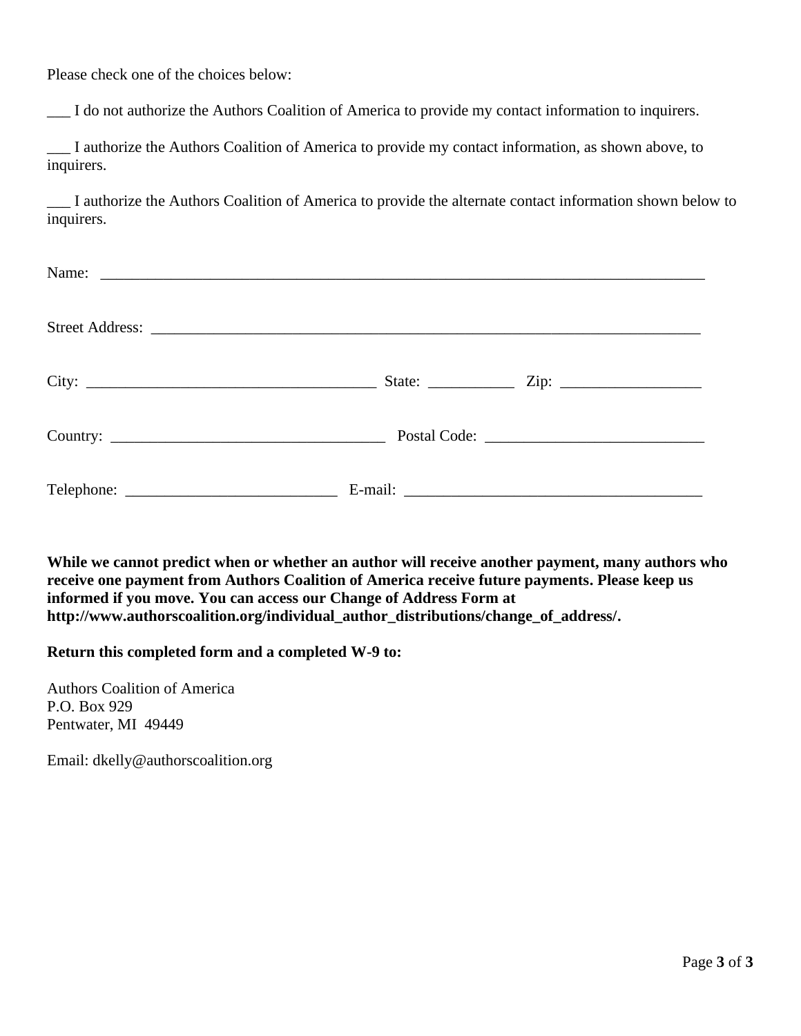Please check one of the choices below:

___ I do not authorize the Authors Coalition of America to provide my contact information to inquirers.

___ I authorize the Authors Coalition of America to provide my contact information, as shown above, to inquirers.

___ I authorize the Authors Coalition of America to provide the alternate contact information shown below to inquirers.

Name: ________________________________________________________________________________

Street Address: __________________________________________________________________________

City: ______________________________________ State: ___________ Zip: __________________

Country: ____________________________________ Postal Code: ____________________________

Telephone: ___________________________ E-mail: ______________________________________

**While we cannot predict when or whether an author will receive another payment, many authors who receive one payment from Authors Coalition of America receive future payments. Please keep us informed if you move. You can access our Change of Address Form at http://www.authorscoalition.org/individual_author_distributions/change_of_address/.**

**Return this completed form and a completed W-9 to:**

Authors Coalition of America
P.O. Box 929
Pentwater, MI 49449

Email: dkelly@authorscoalition.org